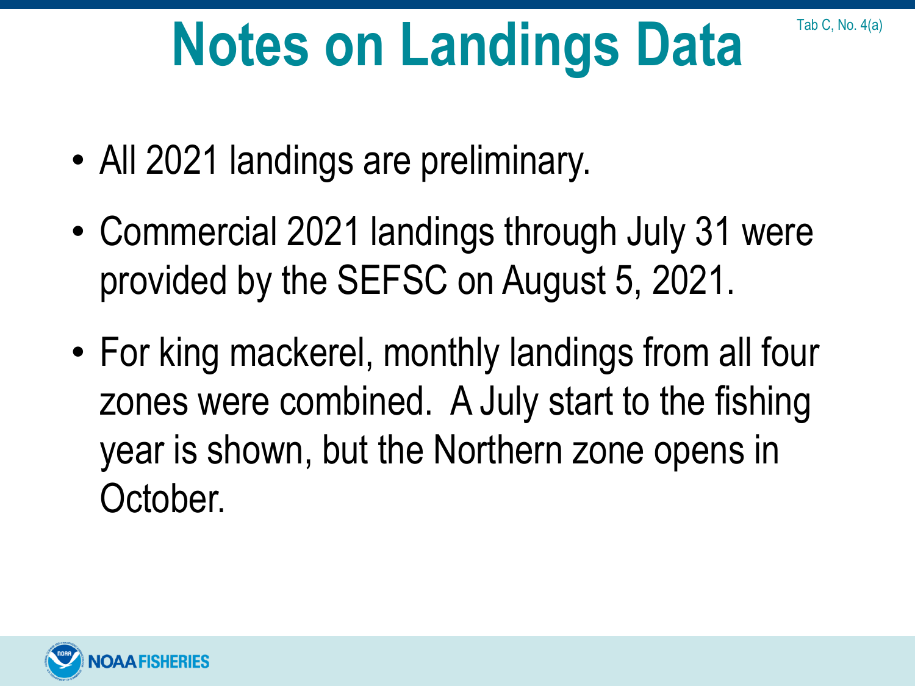Tab C, No. 4(a)

# Notes on Landings Data

- All 2021 landings are preliminary.
- Commercial 2021 landings through July 31 were provided by the SEFSC on August 5, 2021.
- For king mackerel, monthly landings from all four zones were combined. A July start to the fishing year is shown, but the Northern zone opens in October.

NOAA FISHERIES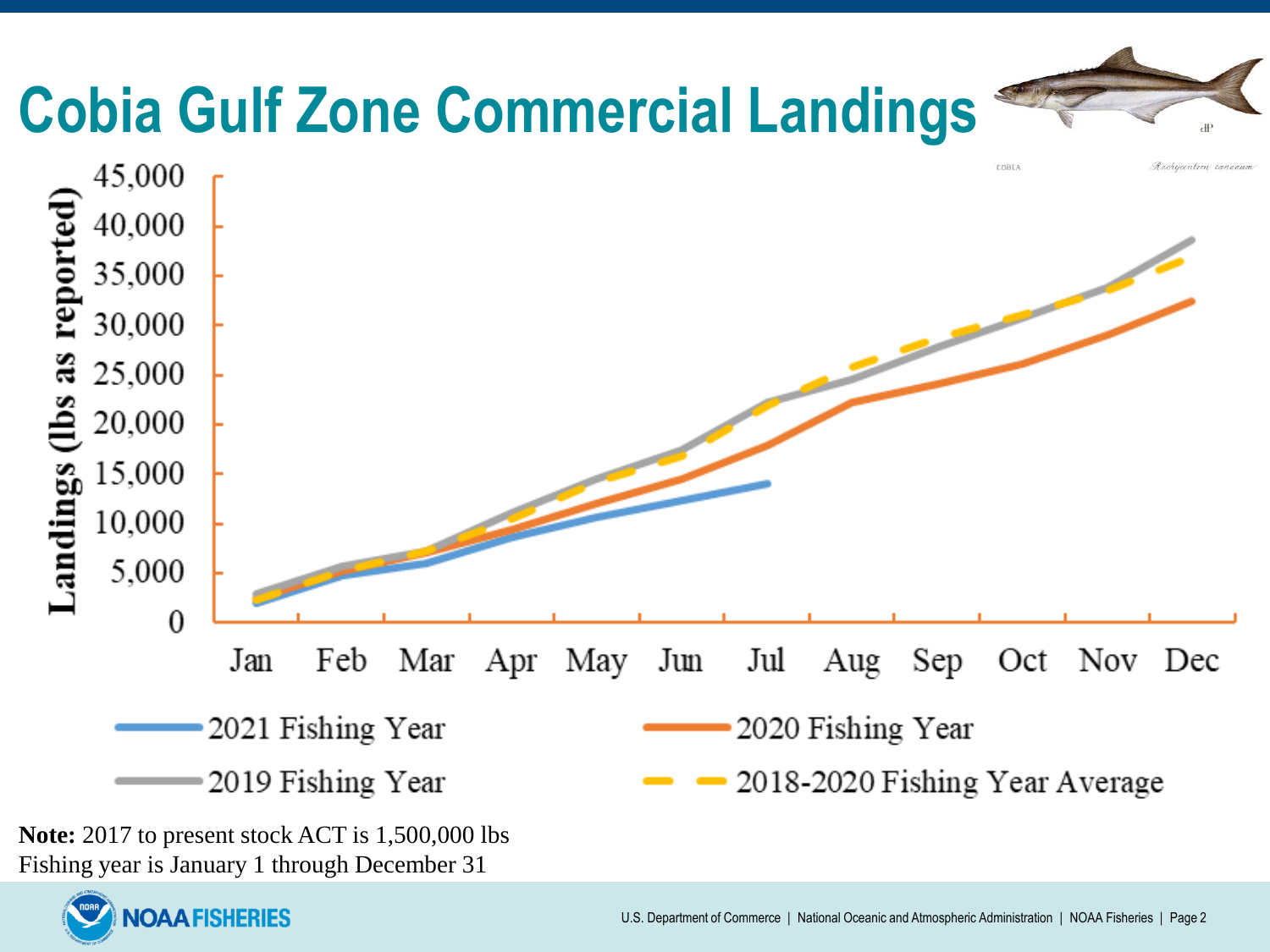# Cobia Gulf Zone Commercial Landings

Landings (lbs as reported)

45,000
40,000
35,000
30,000
25,000
20,000
15,000
10,000
5,000
0

Jan Feb Mar Apr May Jun Jul Aug Sep Oct Nov Dec

2021 Fishing Year
2020 Fishing Year
2019 Fishing Year
2018-2020 Fishing Year Average

**Note:** 2017 to present stock ACT is 1,500,000 lbs
Fishing year is January 1 through December 31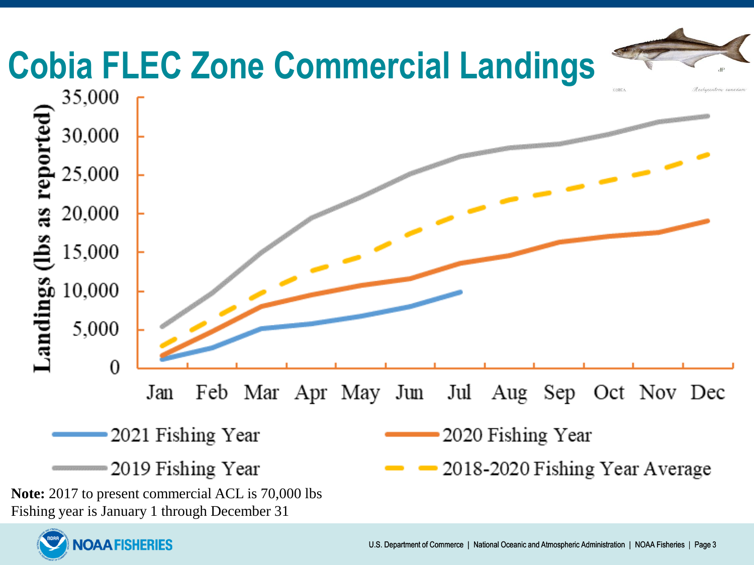# Cobia FLEC Zone Commercial Landings

**Note:** 2017 to present commercial ACL is 70,000 lbs
Fishing year is January 1 through December 31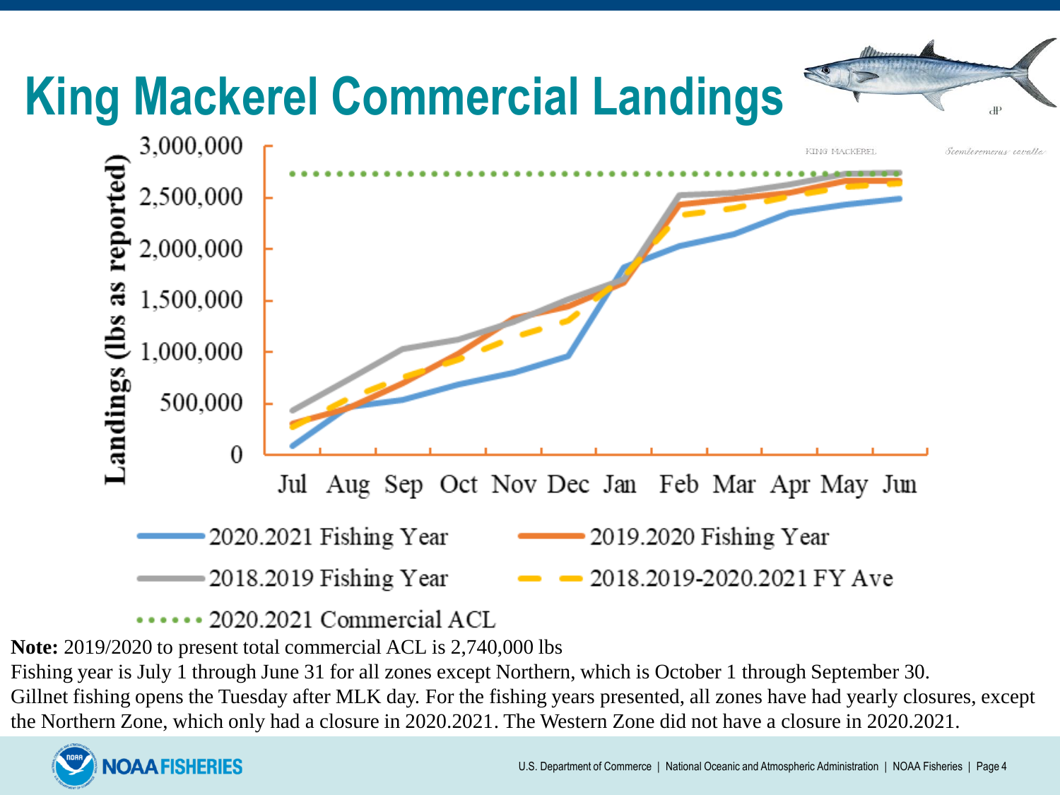# King Mackerel Commercial Landings

KING MACKEREL *Scomberomorus cavalla*

Landings (lbs as reported)

3,000,000
2,500,000
2,000,000
1,500,000
1,000,000
500,000
0

Jul Aug Sep Oct Nov Dec Jan Feb Mar Apr May Jun

2020.2021 Fishing Year
2019.2020 Fishing Year
2018.2019 Fishing Year
2018.2019-2020.2021 FY Ave
2020.2021 Commercial ACL

**Note:** 2019/2020 to present total commercial ACL is 2,740,000 lbs

Fishing year is July 1 through June 31 for all zones except Northern, which is October 1 through September 30.

Gillnet fishing opens the Tuesday after MLK day. For the fishing years presented, all zones have had yearly closures, except the Northern Zone, which only had a closure in 2020.2021. The Western Zone did not have a closure in 2020.2021.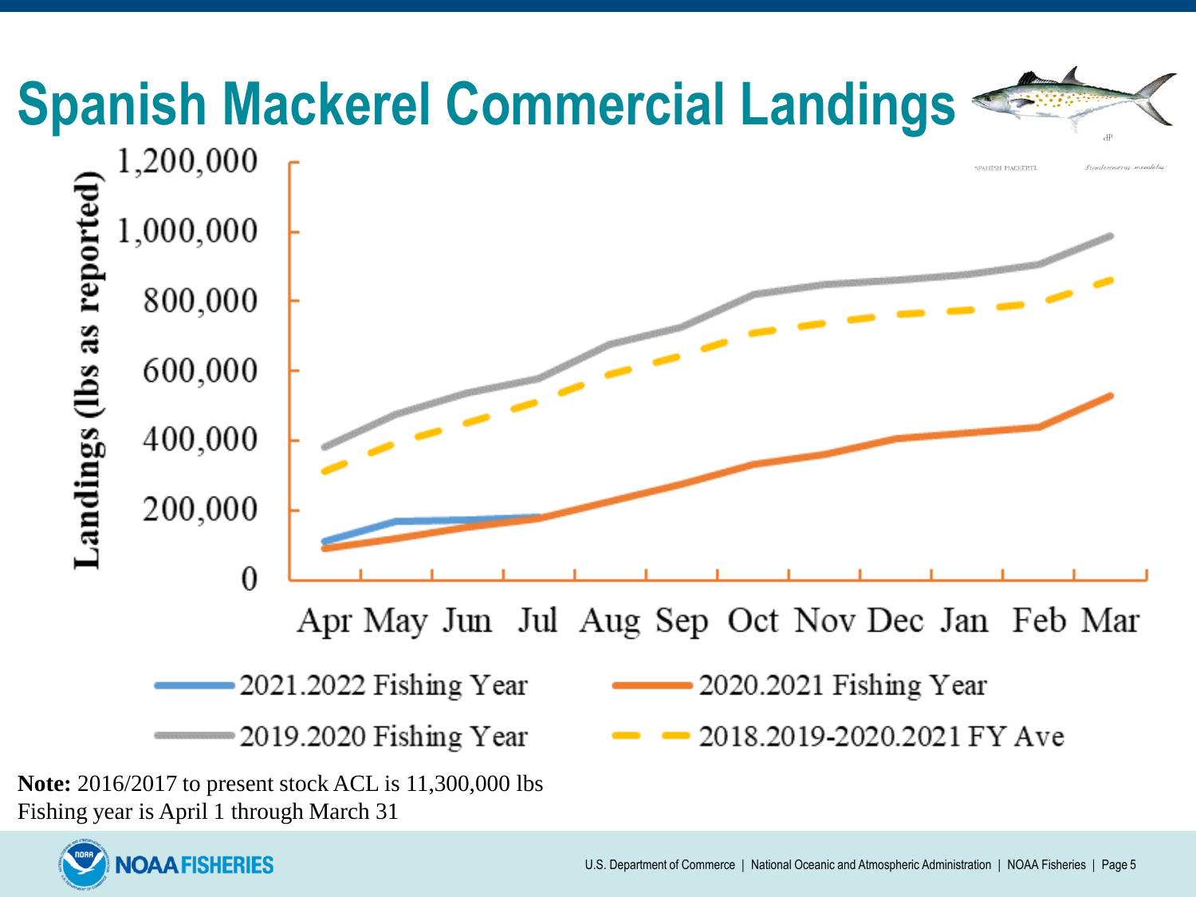# Spanish Mackerel Commercial Landings

SPANISH MACKEREL

Scomberomorus maculatus

Landings (lbs as reported)

1,200,000
1,000,000
800,000
600,000
400,000
200,000
0

Apr May Jun Jul Aug Sep Oct Nov Dec Jan Feb Mar

2021.2022 Fishing Year
2020.2021 Fishing Year
2019.2020 Fishing Year
2018.2019-2020.2021 FY Ave

**Note:** 2016/2017 to present stock ACL is 11,300,000 lbs
Fishing year is April 1 through March 31